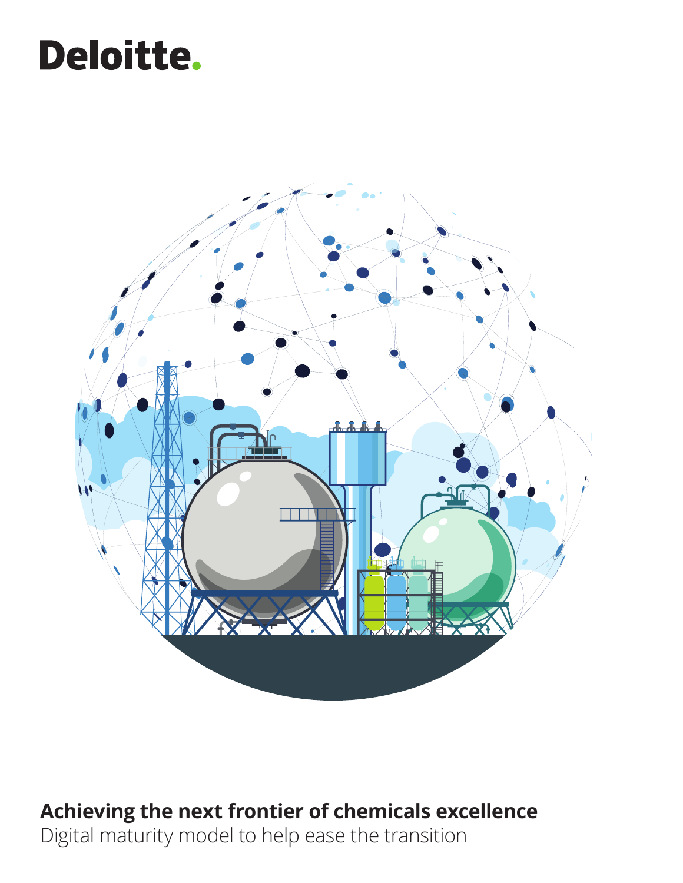Deloitte.

# Achieving the next frontier of chemicals excellence

Digital maturity model to help ease the transition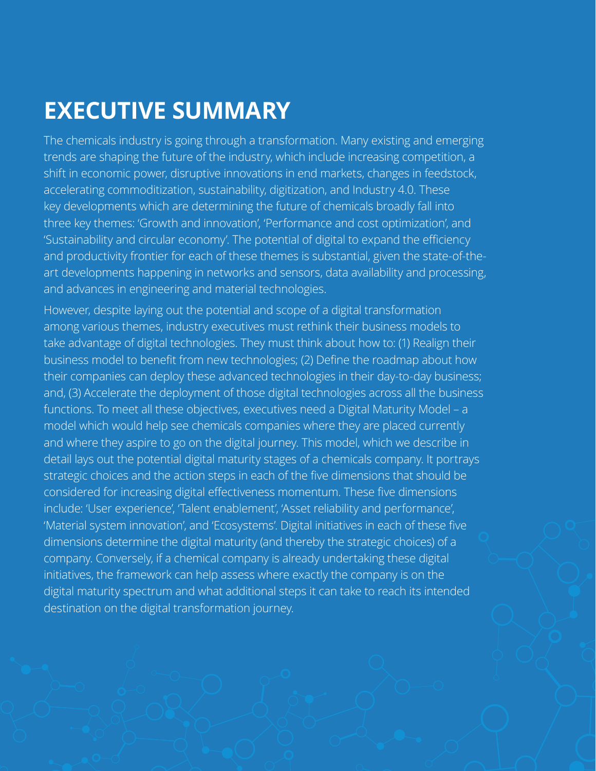# EXECUTIVE SUMMARY

The chemicals industry is going through a transformation. Many existing and emerging trends are shaping the future of the industry, which include increasing competition, a shift in economic power, disruptive innovations in end markets, changes in feedstock, accelerating commoditization, sustainability, digitization, and Industry 4.0. These key developments which are determining the future of chemicals broadly fall into three key themes: 'Growth and innovation', 'Performance and cost optimization', and 'Sustainability and circular economy'. The potential of digital to expand the efficiency and productivity frontier for each of these themes is substantial, given the state-of-the-art developments happening in networks and sensors, data availability and processing, and advances in engineering and material technologies.

However, despite laying out the potential and scope of a digital transformation among various themes, industry executives must rethink their business models to take advantage of digital technologies. They must think about how to: (1) Realign their business model to benefit from new technologies; (2) Define the roadmap about how their companies can deploy these advanced technologies in their day-to-day business; and, (3) Accelerate the deployment of those digital technologies across all the business functions. To meet all these objectives, executives need a Digital Maturity Model – a model which would help see chemicals companies where they are placed currently and where they aspire to go on the digital journey. This model, which we describe in detail lays out the potential digital maturity stages of a chemicals company. It portrays strategic choices and the action steps in each of the five dimensions that should be considered for increasing digital effectiveness momentum. These five dimensions include: 'User experience', 'Talent enablement', 'Asset reliability and performance', 'Material system innovation', and 'Ecosystems'. Digital initiatives in each of these five dimensions determine the digital maturity (and thereby the strategic choices) of a company. Conversely, if a chemical company is already undertaking these digital initiatives, the framework can help assess where exactly the company is on the digital maturity spectrum and what additional steps it can take to reach its intended destination on the digital transformation journey.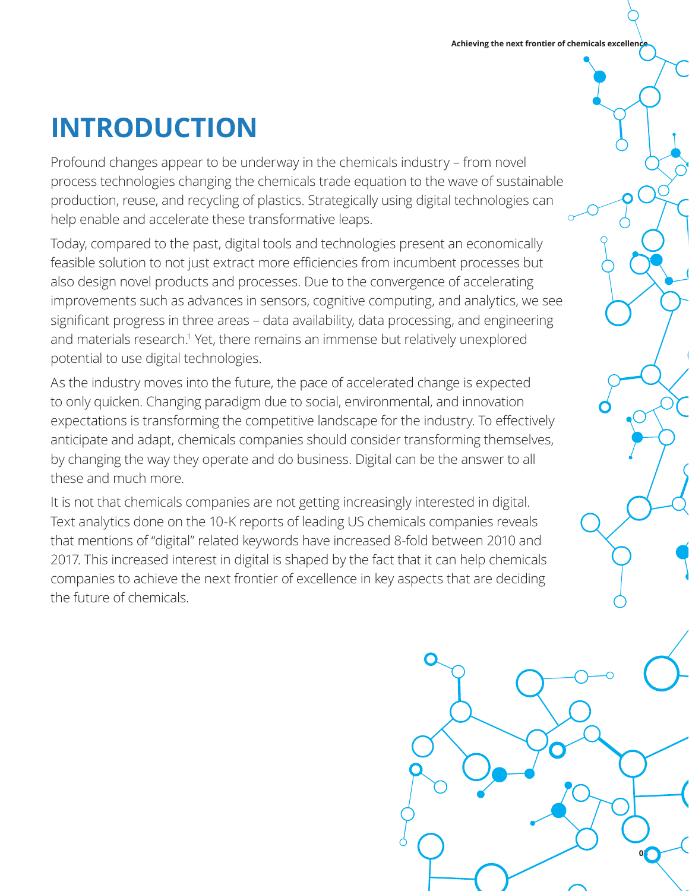# INTRODUCTION

Profound changes appear to be underway in the chemicals industry – from novel process technologies changing the chemicals trade equation to the wave of sustainable production, reuse, and recycling of plastics. Strategically using digital technologies can help enable and accelerate these transformative leaps.

Today, compared to the past, digital tools and technologies present an economically feasible solution to not just extract more efficiencies from incumbent processes but also design novel products and processes. Due to the convergence of accelerating improvements such as advances in sensors, cognitive computing, and analytics, we see significant progress in three areas – data availability, data processing, and engineering and materials research.[1] Yet, there remains an immense but relatively unexplored potential to use digital technologies.

As the industry moves into the future, the pace of accelerated change is expected to only quicken. Changing paradigm due to social, environmental, and innovation expectations is transforming the competitive landscape for the industry. To effectively anticipate and adapt, chemicals companies should consider transforming themselves, by changing the way they operate and do business. Digital can be the answer to all these and much more.

It is not that chemicals companies are not getting increasingly interested in digital. Text analytics done on the 10-K reports of leading US chemicals companies reveals that mentions of "digital" related keywords have increased 8-fold between 2010 and 2017. This increased interest in digital is shaped by the fact that it can help chemicals companies to achieve the next frontier of excellence in key aspects that are deciding the future of chemicals.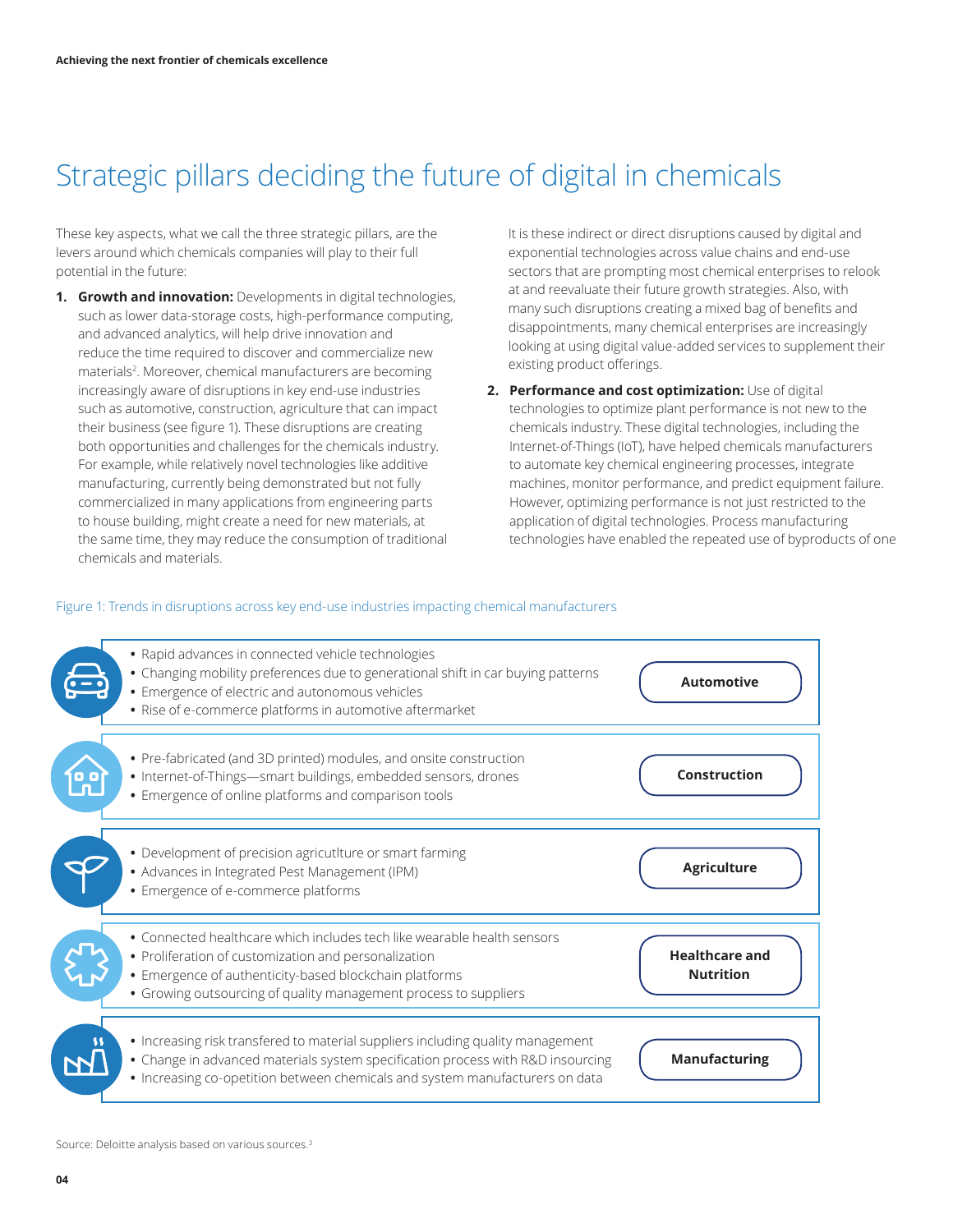# Strategic pillars deciding the future of digital in chemicals

These key aspects, what we call the three strategic pillars, are the levers around which chemicals companies will play to their full potential in the future:

1. **Growth and innovation:** Developments in digital technologies, such as lower data-storage costs, high-performance computing, and advanced analytics, will help drive innovation and reduce the time required to discover and commercialize new materials[2]. Moreover, chemical manufacturers are becoming increasingly aware of disruptions in key end-use industries such as automotive, construction, agriculture that can impact their business (see figure 1). These disruptions are creating both opportunities and challenges for the chemicals industry. For example, while relatively novel technologies like additive manufacturing, currently being demonstrated but not fully commercialized in many applications from engineering parts to house building, might create a need for new materials, at the same time, they may reduce the consumption of traditional chemicals and materials.

   It is these indirect or direct disruptions caused by digital and exponential technologies across value chains and end-use sectors that are prompting most chemical enterprises to relook at and reevaluate their future growth strategies. Also, with many such disruptions creating a mixed bag of benefits and disappointments, many chemical enterprises are increasingly looking at using digital value-added services to supplement their existing product offerings.

2. **Performance and cost optimization:** Use of digital technologies to optimize plant performance is not new to the chemicals industry. These digital technologies, including the Internet-of-Things (IoT), have helped chemicals manufacturers to automate key chemical engineering processes, integrate machines, monitor performance, and predict equipment failure. However, optimizing performance is not just restricted to the application of digital technologies. Process manufacturing technologies have enabled the repeated use of byproducts of one

Figure 1: Trends in disruptions across key end-use industries impacting chemical manufacturers

| Trends | Industry |
|---|---|
| • Rapid advances in connected vehicle technologies<br>• Changing mobility preferences due to generational shift in car buying patterns<br>• Emergence of electric and autonomous vehicles<br>• Rise of e-commerce platforms in automotive aftermarket | **Automotive** |
| • Pre-fabricated (and 3D printed) modules, and onsite construction<br>• Internet-of-Things—smart buildings, embedded sensors, drones<br>• Emergence of online platforms and comparison tools | **Construction** |
| • Development of precision agricutlture or smart farming<br>• Advances in Integrated Pest Management (IPM)<br>• Emergence of e-commerce platforms | **Agriculture** |
| • Connected healthcare which includes tech like wearable health sensors<br>• Proliferation of customization and personalization<br>• Emergence of authenticity-based blockchain platforms<br>• Growing outsourcing of quality management process to suppliers | **Healthcare and Nutrition** |
| • Increasing risk transfered to material suppliers including quality management<br>• Change in advanced materials system specification process with R&D insourcing<br>• Increasing co-opetition between chemicals and system manufacturers on data | **Manufacturing** |

Source: Deloitte analysis based on various sources.[3]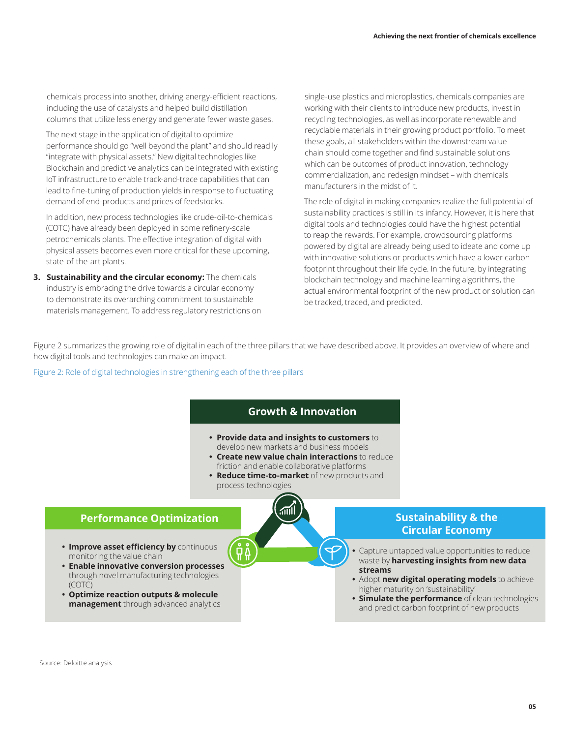chemicals process into another, driving energy-efficient reactions, including the use of catalysts and helped build distillation columns that utilize less energy and generate fewer waste gases.

The next stage in the application of digital to optimize performance should go "well beyond the plant" and should readily "integrate with physical assets." New digital technologies like Blockchain and predictive analytics can be integrated with existing IoT infrastructure to enable track-and-trace capabilities that can lead to fine-tuning of production yields in response to fluctuating demand of end-products and prices of feedstocks.

In addition, new process technologies like crude-oil-to-chemicals (COTC) have already been deployed in some refinery-scale petrochemicals plants. The effective integration of digital with physical assets becomes even more critical for these upcoming, state-of-the-art plants.

3. **Sustainability and the circular economy:** The chemicals industry is embracing the drive towards a circular economy to demonstrate its overarching commitment to sustainable materials management. To address regulatory restrictions on single-use plastics and microplastics, chemicals companies are working with their clients to introduce new products, invest in recycling technologies, as well as incorporate renewable and recyclable materials in their growing product portfolio. To meet these goals, all stakeholders within the downstream value chain should come together and find sustainable solutions which can be outcomes of product innovation, technology commercialization, and redesign mindset – with chemicals manufacturers in the midst of it.

   The role of digital in making companies realize the full potential of sustainability practices is still in its infancy. However, it is here that digital tools and technologies could have the highest potential to reap the rewards. For example, crowdsourcing platforms powered by digital are already being used to ideate and come up with innovative solutions or products which have a lower carbon footprint throughout their life cycle. In the future, by integrating blockchain technology and machine learning algorithms, the actual environmental footprint of the new product or solution can be tracked, traced, and predicted.

Figure 2 summarizes the growing role of digital in each of the three pillars that we have described above. It provides an overview of where and how digital tools and technologies can make an impact.

Figure 2: Role of digital technologies in strengthening each of the three pillars

**Growth & Innovation**

- **Provide data and insights to customers** to develop new markets and business models
- **Create new value chain interactions** to reduce friction and enable collaborative platforms
- **Reduce time-to-market** of new products and process technologies

**Performance Optimization**

- **Improve asset efficiency by** continuous monitoring the value chain
- **Enable innovative conversion processes** through novel manufacturing technologies (COTC)
- **Optimize reaction outputs & molecule management** through advanced analytics

**Sustainability & the Circular Economy**

- Capture untapped value opportunities to reduce waste by **harvesting insights from new data streams**
- Adopt **new digital operating models** to achieve higher maturity on 'sustainability'
- **Simulate the performance** of clean technologies and predict carbon footprint of new products

Source: Deloitte analysis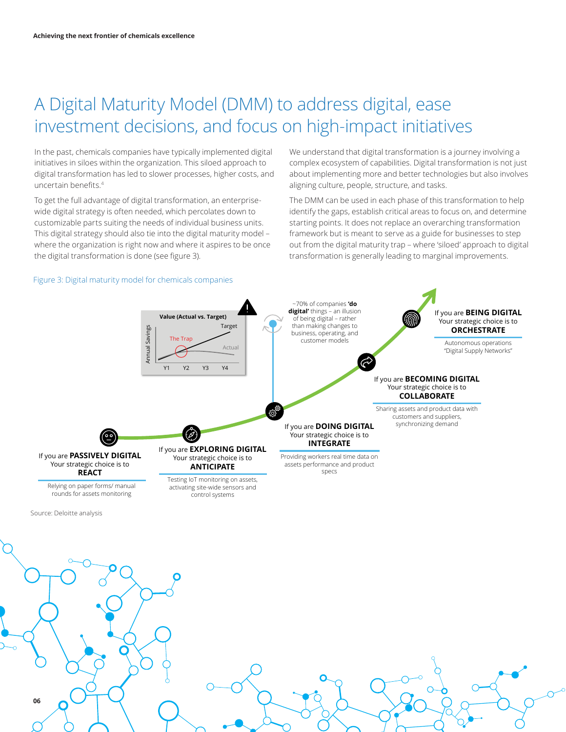# A Digital Maturity Model (DMM) to address digital, ease investment decisions, and focus on high-impact initiatives

In the past, chemicals companies have typically implemented digital initiatives in siloes within the organization. This siloed approach to digital transformation has led to slower processes, higher costs, and uncertain benefits.[4]

To get the full advantage of digital transformation, an enterprise-wide digital strategy is often needed, which percolates down to customizable parts suiting the needs of individual business units. This digital strategy should also tie into the digital maturity model – where the organization is right now and where it aspires to be once the digital transformation is done (see figure 3).

We understand that digital transformation is a journey involving a complex ecosystem of capabilities. Digital transformation is not just about implementing more and better technologies but also involves aligning culture, people, structure, and tasks.

The DMM can be used in each phase of this transformation to help identify the gaps, establish critical areas to focus on, and determine starting points. It does not replace an overarching transformation framework but is meant to serve as a guide for businesses to step out from the digital maturity trap – where 'siloed' approach to digital transformation is generally leading to marginal improvements.

Figure 3: Digital maturity model for chemicals companies

**Value (Actual vs. Target)**

Annual Savings — Target — The Trap — Actual — Y1, Y2, Y3, Y4

~70% of companies **'do digital'** things – an illusion of being digital – rather than making changes to business, operating, and customer models

If you are **PASSIVELY DIGITAL**
Your strategic choice is to
**REACT**

Relying on paper forms/ manual rounds for assets monitoring

If you are **EXPLORING DIGITAL**
Your strategic choice is to
**ANTICIPATE**

Testing IoT monitoring on assets, activating site-wide sensors and control systems

If you are **DOING DIGITAL**
Your strategic choice is to
**INTEGRATE**

Providing workers real time data on assets performance and product specs

If you are **BECOMING DIGITAL**
Your strategic choice is to
**COLLABORATE**

Sharing assets and product data with customers and suppliers, synchronizing demand

If you are **BEING DIGITAL**
Your strategic choice is to
**ORCHESTRATE**

Autonomous operations "Digital Supply Networks"

Source: Deloitte analysis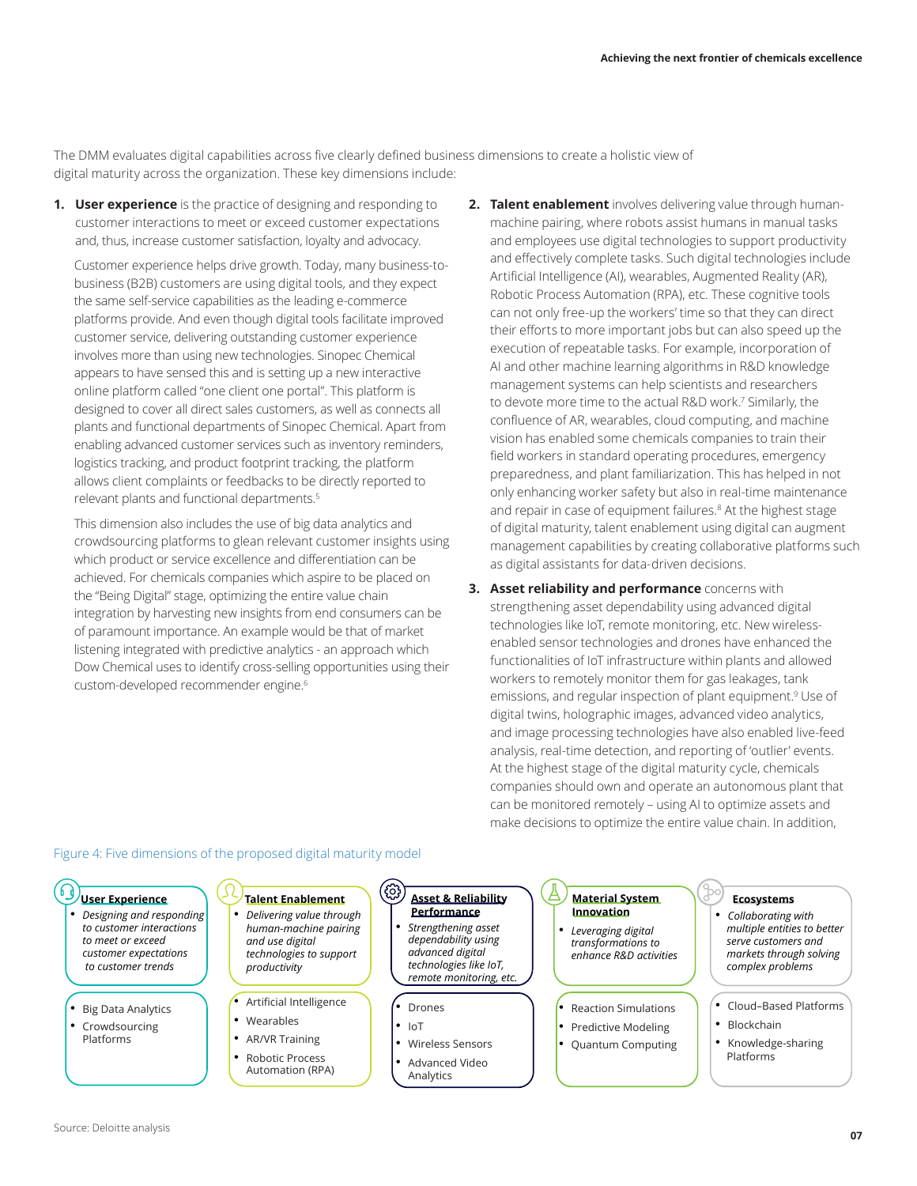The DMM evaluates digital capabilities across five clearly defined business dimensions to create a holistic view of digital maturity across the organization. These key dimensions include:

1. **User experience** is the practice of designing and responding to customer interactions to meet or exceed customer expectations and, thus, increase customer satisfaction, loyalty and advocacy.

   Customer experience helps drive growth. Today, many business-to-business (B2B) customers are using digital tools, and they expect the same self-service capabilities as the leading e-commerce platforms provide. And even though digital tools facilitate improved customer service, delivering outstanding customer experience involves more than using new technologies. Sinopec Chemical appears to have sensed this and is setting up a new interactive online platform called "one client one portal". This platform is designed to cover all direct sales customers, as well as connects all plants and functional departments of Sinopec Chemical. Apart from enabling advanced customer services such as inventory reminders, logistics tracking, and product footprint tracking, the platform allows client complaints or feedbacks to be directly reported to relevant plants and functional departments.[5]

   This dimension also includes the use of big data analytics and crowdsourcing platforms to glean relevant customer insights using which product or service excellence and differentiation can be achieved. For chemicals companies which aspire to be placed on the "Being Digital" stage, optimizing the entire value chain integration by harvesting new insights from end consumers can be of paramount importance. An example would be that of market listening integrated with predictive analytics - an approach which Dow Chemical uses to identify cross-selling opportunities using their custom-developed recommender engine.[6]

2. **Talent enablement** involves delivering value through human-machine pairing, where robots assist humans in manual tasks and employees use digital technologies to support productivity and effectively complete tasks. Such digital technologies include Artificial Intelligence (AI), wearables, Augmented Reality (AR), Robotic Process Automation (RPA), etc. These cognitive tools can not only free-up the workers' time so that they can direct their efforts to more important jobs but can also speed up the execution of repeatable tasks. For example, incorporation of AI and other machine learning algorithms in R&D knowledge management systems can help scientists and researchers to devote more time to the actual R&D work.[7] Similarly, the confluence of AR, wearables, cloud computing, and machine vision has enabled some chemicals companies to train their field workers in standard operating procedures, emergency preparedness, and plant familiarization. This has helped in not only enhancing worker safety but also in real-time maintenance and repair in case of equipment failures.[8] At the highest stage of digital maturity, talent enablement using digital can augment management capabilities by creating collaborative platforms such as digital assistants for data-driven decisions.

3. **Asset reliability and performance** concerns with strengthening asset dependability using advanced digital technologies like IoT, remote monitoring, etc. New wireless-enabled sensor technologies and drones have enhanced the functionalities of IoT infrastructure within plants and allowed workers to remotely monitor them for gas leakages, tank emissions, and regular inspection of plant equipment.[9] Use of digital twins, holographic images, advanced video analytics, and image processing technologies have also enabled live-feed analysis, real-time detection, and reporting of 'outlier' events. At the highest stage of the digital maturity cycle, chemicals companies should own and operate an autonomous plant that can be monitored remotely – using AI to optimize assets and make decisions to optimize the entire value chain. In addition,

Figure 4: Five dimensions of the proposed digital maturity model

| User Experience | Talent Enablement | Asset & Reliability Performance | Material System Innovation | Ecosystems |
|---|---|---|---|---|
| *Designing and responding to customer interactions to meet or exceed customer expectations to customer trends* | *Delivering value through human-machine pairing and use digital technologies to support productivity* | *Strengthening asset dependability using advanced digital technologies like IoT, remote monitoring, etc.* | *Leveraging digital transformations to enhance R&D activities* | *Collaborating with multiple entities to better serve customers and markets through solving complex problems* |
| • Big Data Analytics<br>• Crowdsourcing Platforms | • Artificial Intelligence<br>• Wearables<br>• AR/VR Training<br>• Robotic Process Automation (RPA) | • Drones<br>• IoT<br>• Wireless Sensors<br>• Advanced Video Analytics | • Reaction Simulations<br>• Predictive Modeling<br>• Quantum Computing | • Cloud–Based Platforms<br>• Blockchain<br>• Knowledge-sharing Platforms |

Source: Deloitte analysis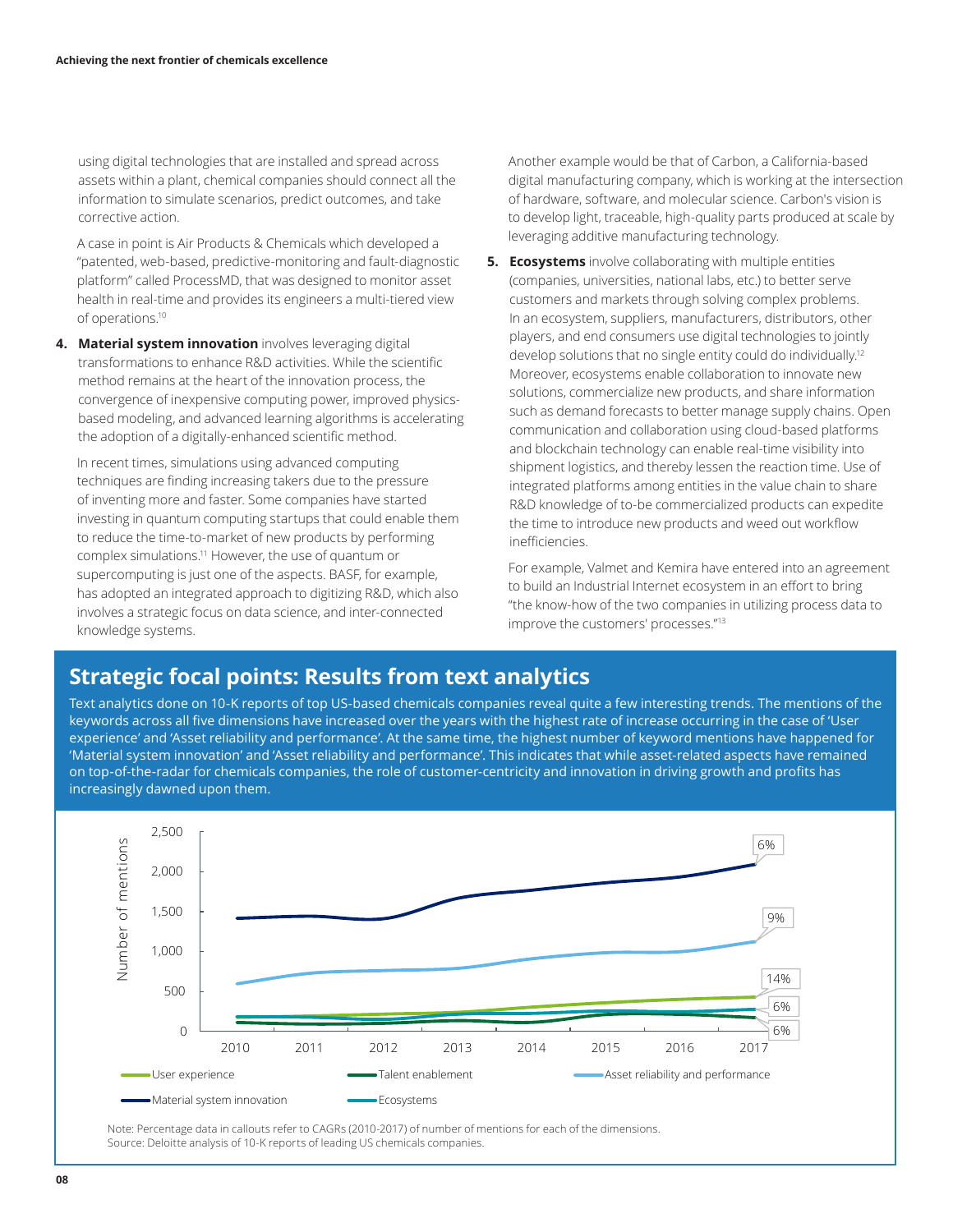using digital technologies that are installed and spread across assets within a plant, chemical companies should connect all the information to simulate scenarios, predict outcomes, and take corrective action.

A case in point is Air Products & Chemicals which developed a "patented, web-based, predictive-monitoring and fault-diagnostic platform" called ProcessMD, that was designed to monitor asset health in real-time and provides its engineers a multi-tiered view of operations.[10]

4. **Material system innovation** involves leveraging digital transformations to enhance R&D activities. While the scientific method remains at the heart of the innovation process, the convergence of inexpensive computing power, improved physics-based modeling, and advanced learning algorithms is accelerating the adoption of a digitally-enhanced scientific method.

   In recent times, simulations using advanced computing techniques are finding increasing takers due to the pressure of inventing more and faster. Some companies have started investing in quantum computing startups that could enable them to reduce the time-to-market of new products by performing complex simulations.[11] However, the use of quantum or supercomputing is just one of the aspects. BASF, for example, has adopted an integrated approach to digitizing R&D, which also involves a strategic focus on data science, and inter-connected knowledge systems.

   Another example would be that of Carbon, a California-based digital manufacturing company, which is working at the intersection of hardware, software, and molecular science. Carbon's vision is to develop light, traceable, high-quality parts produced at scale by leveraging additive manufacturing technology.

5. **Ecosystems** involve collaborating with multiple entities (companies, universities, national labs, etc.) to better serve customers and markets through solving complex problems. In an ecosystem, suppliers, manufacturers, distributors, other players, and end consumers use digital technologies to jointly develop solutions that no single entity could do individually.[12] Moreover, ecosystems enable collaboration to innovate new solutions, commercialize new products, and share information such as demand forecasts to better manage supply chains. Open communication and collaboration using cloud-based platforms and blockchain technology can enable real-time visibility into shipment logistics, and thereby lessen the reaction time. Use of integrated platforms among entities in the value chain to share R&D knowledge of to-be commercialized products can expedite the time to introduce new products and weed out workflow inefficiencies.

   For example, Valmet and Kemira have entered into an agreement to build an Industrial Internet ecosystem in an effort to bring "the know-how of the two companies in utilizing process data to improve the customers' processes."[13]

## Strategic focal points: Results from text analytics

Text analytics done on 10-K reports of top US-based chemicals companies reveal quite a few interesting trends. The mentions of the keywords across all five dimensions have increased over the years with the highest rate of increase occurring in the case of 'User experience' and 'Asset reliability and performance'. At the same time, the highest number of keyword mentions have happened for 'Material system innovation' and 'Asset reliability and performance'. This indicates that while asset-related aspects have remained on top-of-the-radar for chemicals companies, the role of customer-centricity and innovation in driving growth and profits has increasingly dawned upon them.

Number of mentions (2010–2017) — CAGR callouts: Material system innovation 6%; Asset reliability and performance 9%; User experience 14%; Ecosystems 6%; Talent enablement 6%

Legend: User experience; Talent enablement; Asset reliability and performance; Material system innovation; Ecosystems

Note: Percentage data in callouts refer to CAGRs (2010-2017) of number of mentions for each of the dimensions.
Source: Deloitte analysis of 10-K reports of leading US chemicals companies.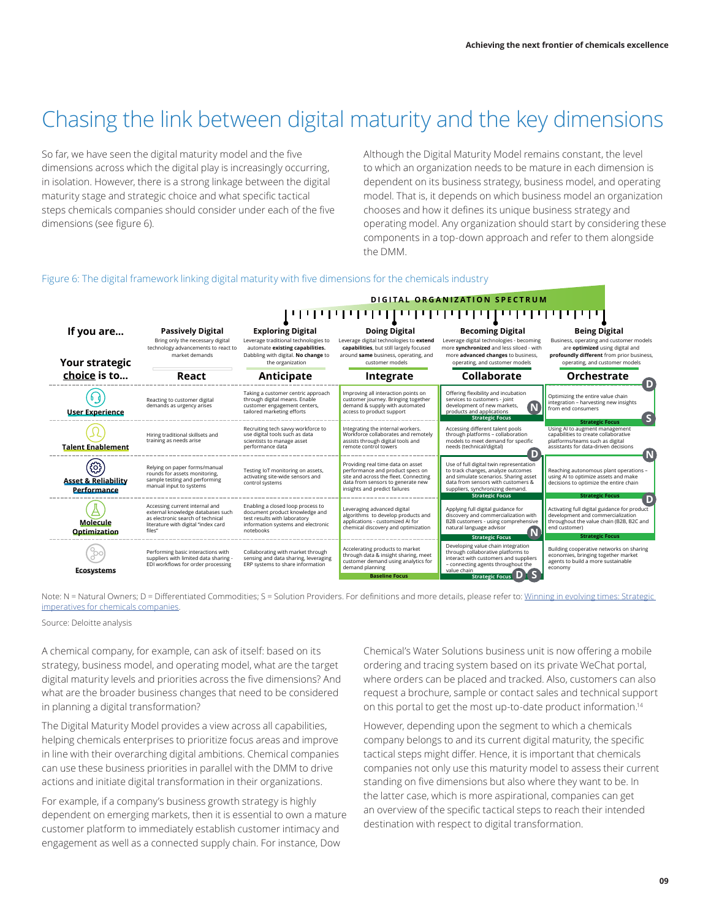# Chasing the link between digital maturity and the key dimensions

So far, we have seen the digital maturity model and the five dimensions across which the digital play is increasingly occurring, in isolation. However, there is a strong linkage between the digital maturity stage and strategic choice and what specific tactical steps chemicals companies should consider under each of the five dimensions (see figure 6).

Although the Digital Maturity Model remains constant, the level to which an organization needs to be mature in each dimension is dependent on its business strategy, business model, and operating model. That is, it depends on which business model an organization chooses and how it defines its unique business strategy and operating model. Any organization should start by considering these components in a top-down approach and refer to them alongside the DMM.

Figure 6: The digital framework linking digital maturity with five dimensions for the chemicals industry

**DIGITAL ORGANIZATION SPECTRUM**

| If you are... / Your strategic choice is to... | Passively Digital: Bring only the necessary digital technology advancements to react to market demands — **React** | Exploring Digital: Leverage traditional technologies to automate **existing capabilities**. Dabbling with digital. **No change** to the organization — **Anticipate** | Doing Digital: Leverage digital technologies to **extend capabilities**, but still largely focused around **same** business, operating, and customer models — **Integrate** | Becoming Digital: Leverage digital technologies - becoming more **synchronized** and less siloed - with more **advanced changes** to business, operating, and customer models — **Collaborate** | Being Digital: Business, operating and customer models are **optimized** using digital and **profoundly different** from prior business, operating, and customer models — **Orchestrate** |
|---|---|---|---|---|---|
| **User Experience** | Reacting to customer digital demands as urgency arises | Taking a customer centric approach through digital means. Enable customer engagement centers, tailored marketing efforts | Improving all interaction points on customer journey. Bringing together demand & supply with automated access to product support | Offering flexibility and incubation services to customers - joint development of new markets, products and applications (N) — Strategic Focus | Optimizing the entire value chain integration – harvesting new insights from end consumers (D) — Strategic Focus (S) |
| **Talent Enablement** | Hiring traditional skillsets and training as needs arise | Recruiting tech savvy workforce to use digital tools such as data scientists to manage asset performance data | Integrating the internal workers. Workforce collaborates and remotely assists through digital tools and remote control towers | Accessing different talent pools through platforms – collaboration models to meet demand for specific needs (technical/digital) (D) | Using AI to augment management capabilities to create collaborative platforms/teams such as digital assistants for data-driven decisions |
| **Asset & Reliability Performance** | Relying on paper forms/manual rounds for assets monitoring, sample testing and performing manual input to systems | Testing IoT monitoring on assets, activating site-wide sensors and control systems | Providing real time data on asset performance and product specs on site and across the fleet. Connecting data from sensors to generate new insights and predict failures | Use of full digital twin representation to track changes, analyze outcomes and simulate scenarios. Sharing asset data from sensors with customers & suppliers, synchronizing demand. — Strategic Focus | (N) Reaching autonomous plant operations – using AI to optimize assets and make decisions to optimize the entire chain — Strategic Focus |
| **Molecule Optimization** | Accessing current internal and external knowledge databases such as electronic search of technical literature with digital "index card files" | Enabling a closed loop process to document product knowledge and test results with laboratory information systems and electronic notebooks | Leveraging advanced digital algorithms to develop products and applications - customized AI for chemical discovery and optimization | Applying full digital guidance for discovery and commercialization with B2B customers - using comprehensive natural language advisor (N) — Strategic Focus | (D) Activating full digital guidance for product development and commercialization throughout the value chain (B2B, B2C and end customer) — Strategic Focus |
| **Ecosystems** | Performing basic interactions with suppliers with limited data sharing - EDI workflows for order processing | Collaborating with market through sensing and data sharing, leveraging ERP systems to share information | Accelerating products to market through data & insight sharing, meet customer demand using analytics for demand planning — Baseline Focus | Developing value chain integration through collaborative platforms to interact with customers and suppliers – connecting agents throughout the value chain — Strategic Focus (D) (S) | Building cooperative networks on sharing economies, bringing together market agents to build a more sustainable economy |

Note: N = Natural Owners; D = Differentiated Commodities; S = Solution Providers. For definitions and more details, please refer to: Winning in evolving times: Strategic imperatives for chemicals companies.

Source: Deloitte analysis

A chemical company, for example, can ask of itself: based on its strategy, business model, and operating model, what are the target digital maturity levels and priorities across the five dimensions? And what are the broader business changes that need to be considered in planning a digital transformation?

The Digital Maturity Model provides a view across all capabilities, helping chemicals enterprises to prioritize focus areas and improve in line with their overarching digital ambitions. Chemical companies can use these business priorities in parallel with the DMM to drive actions and initiate digital transformation in their organizations.

For example, if a company's business growth strategy is highly dependent on emerging markets, then it is essential to own a mature customer platform to immediately establish customer intimacy and engagement as well as a connected supply chain. For instance, Dow Chemical's Water Solutions business unit is now offering a mobile ordering and tracing system based on its private WeChat portal, where orders can be placed and tracked. Also, customers can also request a brochure, sample or contact sales and technical support on this portal to get the most up-to-date product information.[14]

However, depending upon the segment to which a chemicals company belongs to and its current digital maturity, the specific tactical steps might differ. Hence, it is important that chemicals companies not only use this maturity model to assess their current standing on five dimensions but also where they want to be. In the latter case, which is more aspirational, companies can get an overview of the specific tactical steps to reach their intended destination with respect to digital transformation.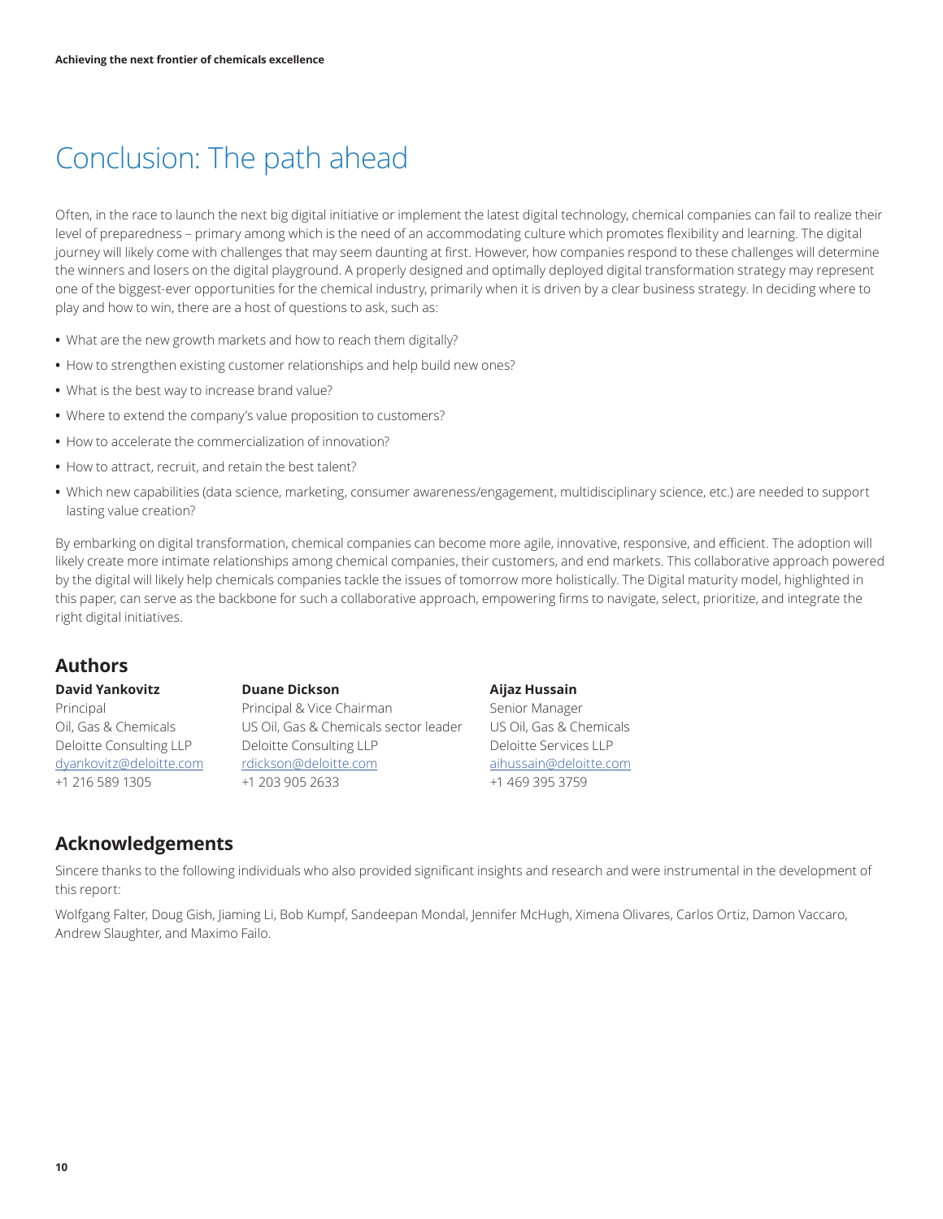# Conclusion: The path ahead

Often, in the race to launch the next big digital initiative or implement the latest digital technology, chemical companies can fail to realize their level of preparedness – primary among which is the need of an accommodating culture which promotes flexibility and learning. The digital journey will likely come with challenges that may seem daunting at first. However, how companies respond to these challenges will determine the winners and losers on the digital playground. A properly designed and optimally deployed digital transformation strategy may represent one of the biggest-ever opportunities for the chemical industry, primarily when it is driven by a clear business strategy. In deciding where to play and how to win, there are a host of questions to ask, such as:

- What are the new growth markets and how to reach them digitally?
- How to strengthen existing customer relationships and help build new ones?
- What is the best way to increase brand value?
- Where to extend the company's value proposition to customers?
- How to accelerate the commercialization of innovation?
- How to attract, recruit, and retain the best talent?
- Which new capabilities (data science, marketing, consumer awareness/engagement, multidisciplinary science, etc.) are needed to support lasting value creation?

By embarking on digital transformation, chemical companies can become more agile, innovative, responsive, and efficient. The adoption will likely create more intimate relationships among chemical companies, their customers, and end markets. This collaborative approach powered by the digital will likely help chemicals companies tackle the issues of tomorrow more holistically. The Digital maturity model, highlighted in this paper, can serve as the backbone for such a collaborative approach, empowering firms to navigate, select, prioritize, and integrate the right digital initiatives.

## Authors

**David Yankovitz**
Principal
Oil, Gas & Chemicals
Deloitte Consulting LLP
dyankovitz@deloitte.com
+1 216 589 1305

**Duane Dickson**
Principal & Vice Chairman
US Oil, Gas & Chemicals sector leader
Deloitte Consulting LLP
rdickson@deloitte.com
+1 203 905 2633

**Aijaz Hussain**
Senior Manager
US Oil, Gas & Chemicals
Deloitte Services LLP
aihussain@deloitte.com
+1 469 395 3759

## Acknowledgements

Sincere thanks to the following individuals who also provided significant insights and research and were instrumental in the development of this report:

Wolfgang Falter, Doug Gish, Jiaming Li, Bob Kumpf, Sandeepan Mondal, Jennifer McHugh, Ximena Olivares, Carlos Ortiz, Damon Vaccaro, Andrew Slaughter, and Maximo Failo.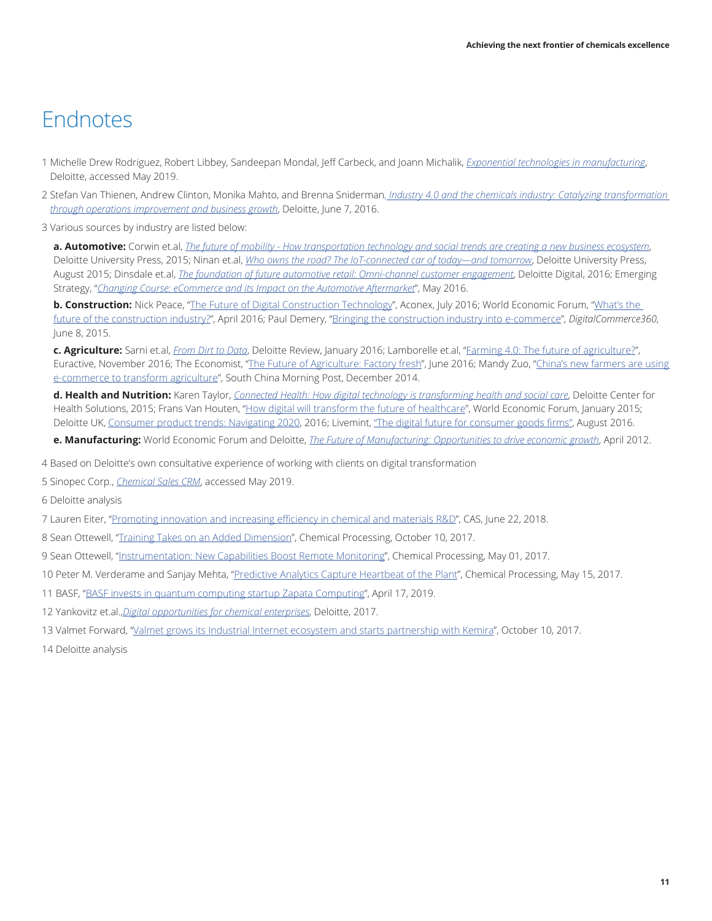# Endnotes

1 Michelle Drew Rodriguez, Robert Libbey, Sandeepan Mondal, Jeff Carbeck, and Joann Michalik, *Exponential technologies in manufacturing*, Deloitte, accessed May 2019.

2 Stefan Van Thienen, Andrew Clinton, Monika Mahto, and Brenna Sniderman, *Industry 4.0 and the chemicals industry: Catalyzing transformation through operations improvement and business growth*, Deloitte, June 7, 2016.

3 Various sources by industry are listed below:

**a. Automotive:** Corwin et.al, *The future of mobility - How transportation technology and social trends are creating a new business ecosystem*, Deloitte University Press, 2015; Ninan et.al, *Who owns the road? The IoT-connected car of today—and tomorrow*, Deloitte University Press, August 2015; Dinsdale et.al, *The foundation of future automotive retail: Omni-channel customer engagement*, Deloitte Digital, 2016; Emerging Strategy, "*Changing Course: eCommerce and its Impact on the Automotive Aftermarket*", May 2016.

**b. Construction:** Nick Peace, "The Future of Digital Construction Technology", Aconex, July 2016; World Economic Forum, "What's the future of the construction industry?", April 2016; Paul Demery, "Bringing the construction industry into e-commerce", *DigitalCommerce360*, June 8, 2015.

**c. Agriculture:** Sarni et.al, *From Dirt to Data*, Deloitte Review, January 2016; Lamborelle et.al, "Farming 4.0: The future of agriculture?", Euractive, November 2016; The Economist, "The Future of Agriculture: Factory fresh", June 2016; Mandy Zuo, "China's new farmers are using e-commerce to transform agriculture", South China Morning Post, December 2014.

**d. Health and Nutrition:** Karen Taylor, *Connected Health: How digital technology is transforming health and social care*, Deloitte Center for Health Solutions, 2015; Frans Van Houten, "How digital will transform the future of healthcare", World Economic Forum, January 2015; Deloitte UK, Consumer product trends: Navigating 2020, 2016; Livemint, "The digital future for consumer goods firms", August 2016.

**e. Manufacturing:** World Economic Forum and Deloitte, *The Future of Manufacturing: Opportunities to drive economic growth*, April 2012.

4 Based on Deloitte's own consultative experience of working with clients on digital transformation

5 Sinopec Corp., *Chemical Sales CRM*, accessed May 2019.

6 Deloitte analysis

7 Lauren Eiter, "Promoting innovation and increasing efficiency in chemical and materials R&D", CAS, June 22, 2018.

8 Sean Ottewell, "Training Takes on an Added Dimension", Chemical Processing, October 10, 2017.

9 Sean Ottewell, "Instrumentation: New Capabilities Boost Remote Monitoring", Chemical Processing, May 01, 2017.

10 Peter M. Verderame and Sanjay Mehta, "Predictive Analytics Capture Heartbeat of the Plant", Chemical Processing, May 15, 2017.

11 BASF, "BASF invests in quantum computing startup Zapata Computing", April 17, 2019.

12 Yankovitz et.al.,*Digital opportunities for chemical enterprises*, Deloitte, 2017.

13 Valmet Forward, "Valmet grows its Industrial Internet ecosystem and starts partnership with Kemira", October 10, 2017.

14 Deloitte analysis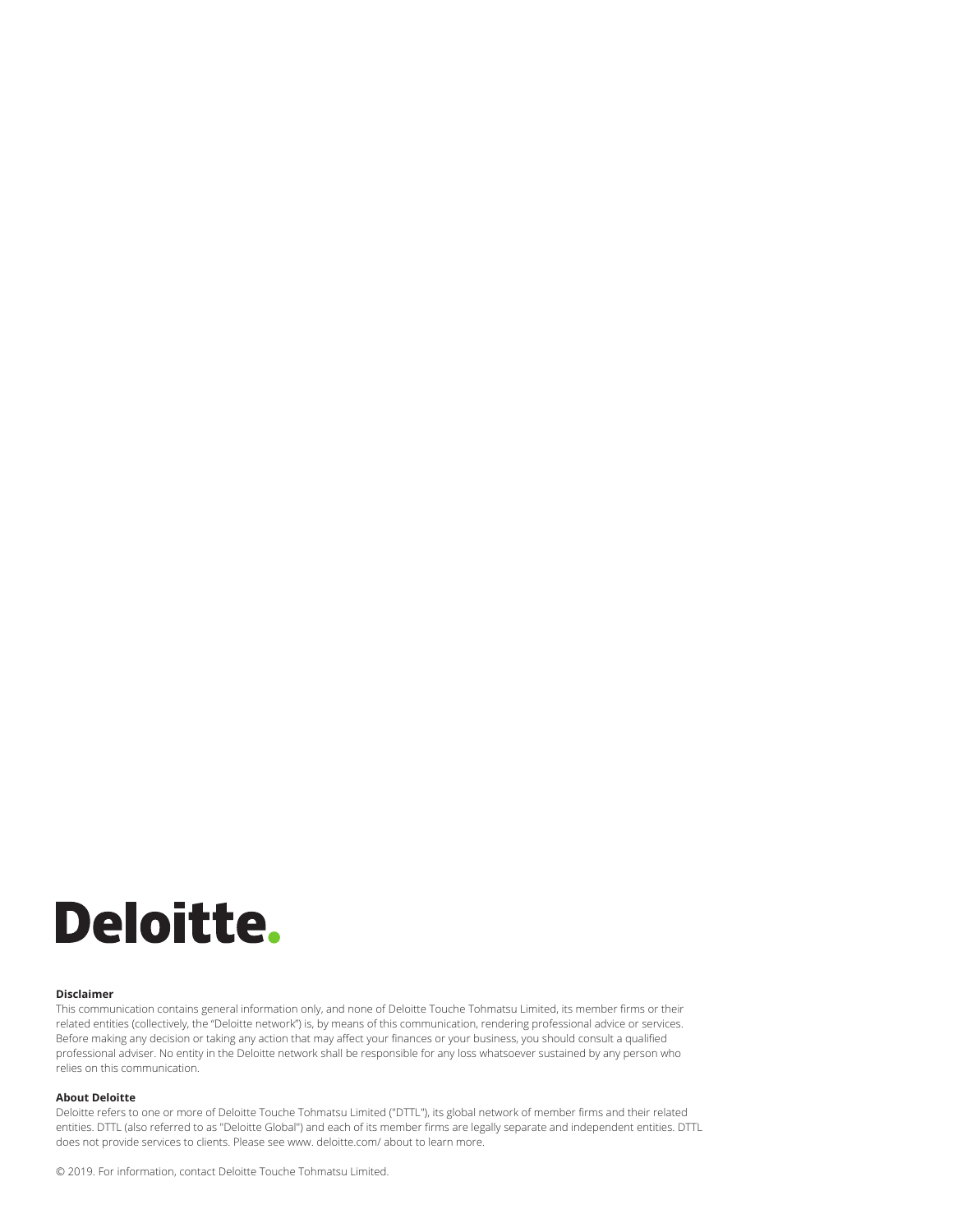**Deloitte.**

**Disclaimer**

This communication contains general information only, and none of Deloitte Touche Tohmatsu Limited, its member firms or their related entities (collectively, the "Deloitte network") is, by means of this communication, rendering professional advice or services. Before making any decision or taking any action that may affect your finances or your business, you should consult a qualified professional adviser. No entity in the Deloitte network shall be responsible for any loss whatsoever sustained by any person who relies on this communication.

**About Deloitte**

Deloitte refers to one or more of Deloitte Touche Tohmatsu Limited ("DTTL"), its global network of member firms and their related entities. DTTL (also referred to as "Deloitte Global") and each of its member firms are legally separate and independent entities. DTTL does not provide services to clients. Please see www. deloitte.com/ about to learn more.

© 2019. For information, contact Deloitte Touche Tohmatsu Limited.